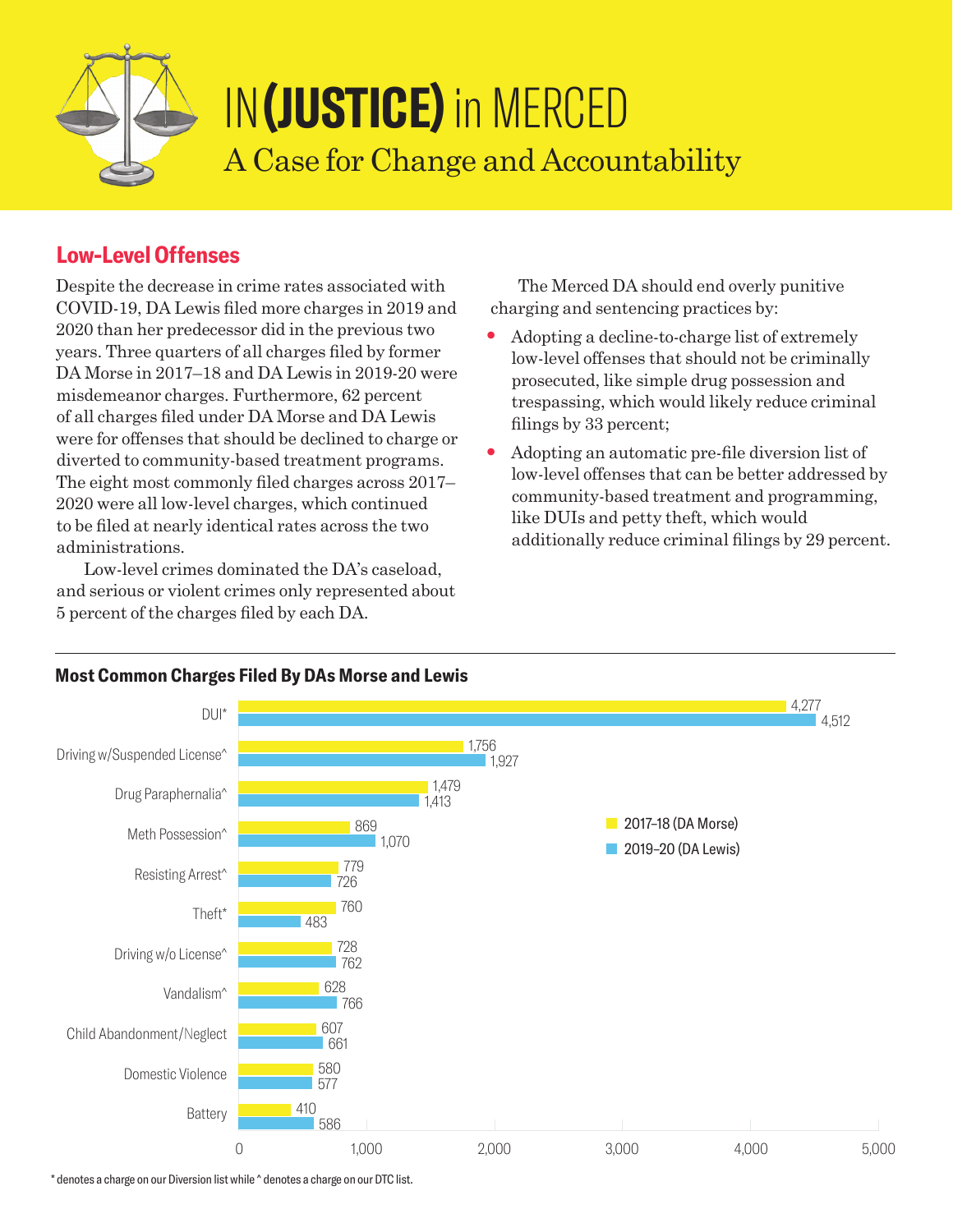# IN(JUSTICE) in MERCED

## A Case for Change and Accountability

### Low-Level Offenses

Despite the decrease in crime rates associated with COVID-19, DA Lewis filed more charges in 2019 and 2020 than her predecessor did in the previous two years. Three quarters of all charges filed by former DA Morse in 2017–18 and DA Lewis in 2019-20 were misdemeanor charges. Furthermore, 62 percent of all charges filed under DA Morse and DA Lewis were for offenses that should be declined to charge or diverted to community-based treatment programs. The eight most commonly filed charges across 2017–2020 were all low-level charges, which continued to be filed at nearly identical rates across the two administrations.

Low-level crimes dominated the DA's caseload, and serious or violent crimes only represented about 5 percent of the charges filed by each DA.

The Merced DA should end overly punitive charging and sentencing practices by:

- Adopting a decline-to-charge list of extremely low-level offenses that should not be criminally prosecuted, like simple drug possession and trespassing, which would likely reduce criminal filings by 33 percent;
- Adopting an automatic pre-file diversion list of low-level offenses that can be better addressed by community-based treatment and programming, like DUIs and petty theft, which would additionally reduce criminal filings by 29 percent.

### Most Common Charges Filed By DAs Morse and Lewis

| Charge | 2017–18 (DA Morse) | 2019–20 (DA Lewis) |
|---|---|---|
| DUI* | 4,277 | 4,512 |
| Driving w/Suspended License^ | 1,756 | 1,927 |
| Drug Paraphernalia^ | 1,479 | 1,413 |
| Meth Possession^ | 869 | 1,070 |
| Resisting Arrest^ | 779 | 726 |
| Theft* | 760 | 483 |
| Driving w/o License^ | 728 | 762 |
| Vandalism^ | 628 | 766 |
| Child Abandonment/Neglect | 607 | 661 |
| Domestic Violence | 580 | 577 |
| Battery | 410 | 586 |

* denotes a charge on our Diversion list while ^ denotes a charge on our DTC list.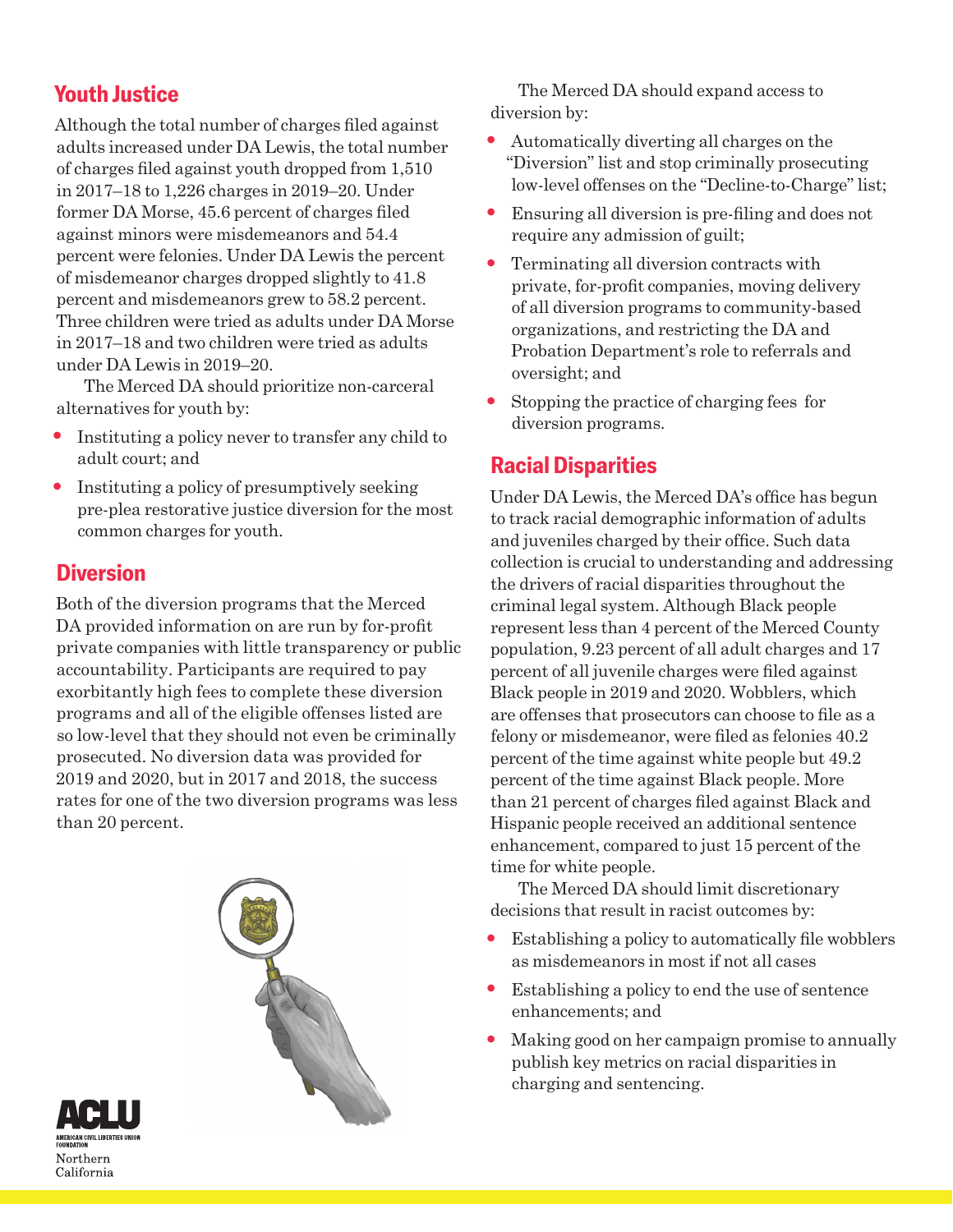## Youth Justice

Although the total number of charges filed against adults increased under DA Lewis, the total number of charges filed against youth dropped from 1,510 in 2017–18 to 1,226 charges in 2019–20. Under former DA Morse, 45.6 percent of charges filed against minors were misdemeanors and 54.4 percent were felonies. Under DA Lewis the percent of misdemeanor charges dropped slightly to 41.8 percent and misdemeanors grew to 58.2 percent. Three children were tried as adults under DA Morse in 2017–18 and two children were tried as adults under DA Lewis in 2019–20.

The Merced DA should prioritize non-carceral alternatives for youth by:

- Instituting a policy never to transfer any child to adult court; and
- Instituting a policy of presumptively seeking pre-plea restorative justice diversion for the most common charges for youth.

## Diversion

Both of the diversion programs that the Merced DA provided information on are run by for-profit private companies with little transparency or public accountability. Participants are required to pay exorbitantly high fees to complete these diversion programs and all of the eligible offenses listed are so low-level that they should not even be criminally prosecuted. No diversion data was provided for 2019 and 2020, but in 2017 and 2018, the success rates for one of the two diversion programs was less than 20 percent.

The Merced DA should expand access to diversion by:

- Automatically diverting all charges on the "Diversion" list and stop criminally prosecuting low-level offenses on the "Decline-to-Charge" list;
- Ensuring all diversion is pre-filing and does not require any admission of guilt;
- Terminating all diversion contracts with private, for-profit companies, moving delivery of all diversion programs to community-based organizations, and restricting the DA and Probation Department's role to referrals and oversight; and
- Stopping the practice of charging fees for diversion programs.

## Racial Disparities

Under DA Lewis, the Merced DA's office has begun to track racial demographic information of adults and juveniles charged by their office. Such data collection is crucial to understanding and addressing the drivers of racial disparities throughout the criminal legal system. Although Black people represent less than 4 percent of the Merced County population, 9.23 percent of all adult charges and 17 percent of all juvenile charges were filed against Black people in 2019 and 2020. Wobblers, which are offenses that prosecutors can choose to file as a felony or misdemeanor, were filed as felonies 40.2 percent of the time against white people but 49.2 percent of the time against Black people. More than 21 percent of charges filed against Black and Hispanic people received an additional sentence enhancement, compared to just 15 percent of the time for white people.

The Merced DA should limit discretionary decisions that result in racist outcomes by:

- Establishing a policy to automatically file wobblers as misdemeanors in most if not all cases
- Establishing a policy to end the use of sentence enhancements; and
- Making good on her campaign promise to annually publish key metrics on racial disparities in charging and sentencing.

ACLU
AMERICAN CIVIL LIBERTIES UNION FOUNDATION
Northern California